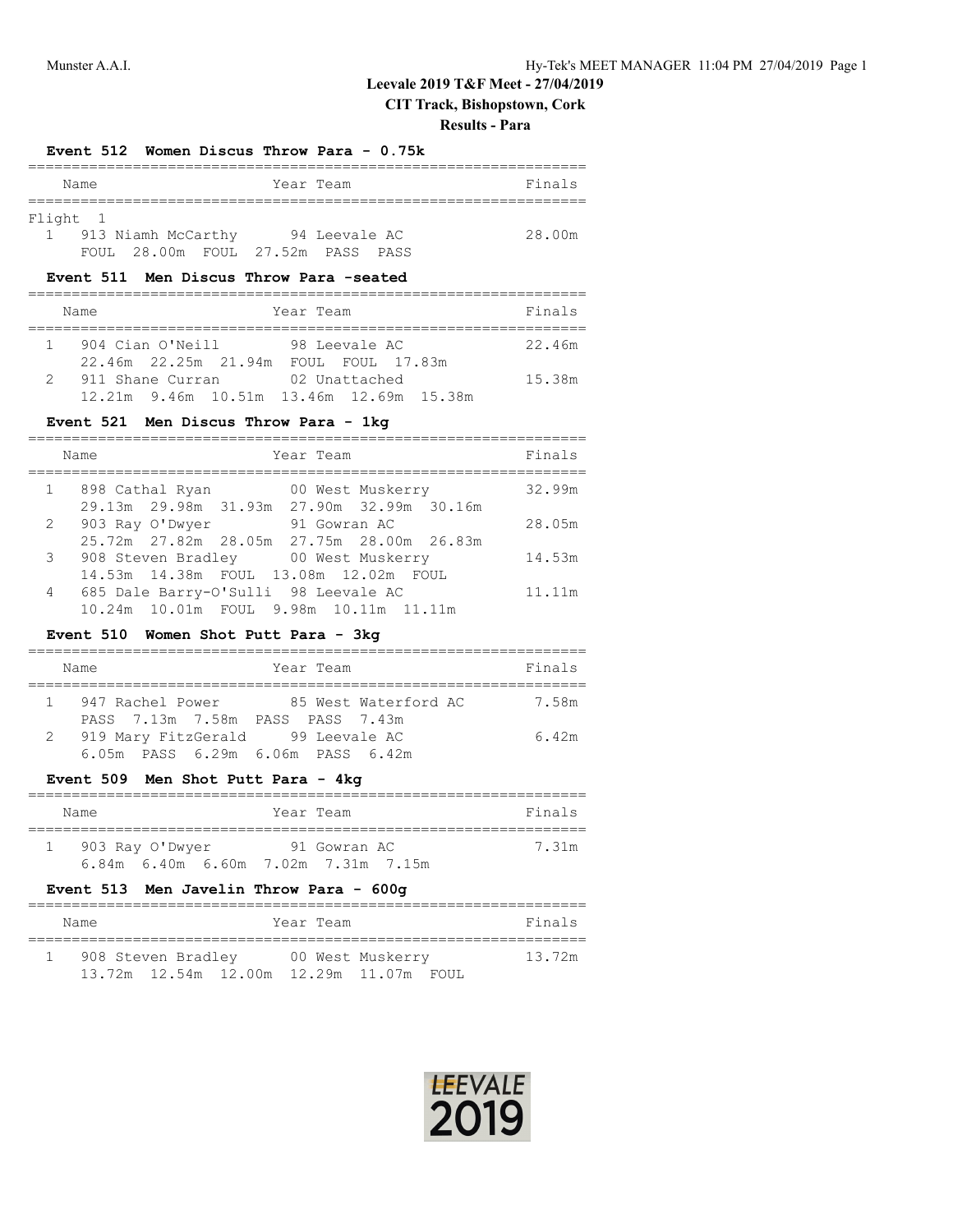# Leevale 2019 T&F Meet - 27/04/2019

## CIT Track, Bishopstown, Cork

### Results - Para

#### Event 512 Women Discus Throw Para - 0.75k

Flight 1

| | Name | Year | Team | Finals |
|---|---|---|---|---|
| 1 | 913 Niamh McCarthy | 94 | Leevale AC | 28.00m |
| | FOUL 28.00m FOUL 27.52m PASS PASS | | | |

#### Event 511 Men Discus Throw Para -seated

| | Name | Year | Team | Finals |
|---|---|---|---|---|
| 1 | 904 Cian O'Neill | 98 | Leevale AC | 22.46m |
| | 22.46m 22.25m 21.94m FOUL FOUL 17.83m | | | |
| 2 | 911 Shane Curran | 02 | Unattached | 15.38m |
| | 12.21m 9.46m 10.51m 13.46m 12.69m 15.38m | | | |

#### Event 521 Men Discus Throw Para - 1kg

| | Name | Year | Team | Finals |
|---|---|---|---|---|
| 1 | 898 Cathal Ryan | 00 | West Muskerry | 32.99m |
| | 29.13m 29.98m 31.93m 27.90m 32.99m 30.16m | | | |
| 2 | 903 Ray O'Dwyer | 91 | Gowran AC | 28.05m |
| | 25.72m 27.82m 28.05m 27.75m 28.00m 26.83m | | | |
| 3 | 908 Steven Bradley | 00 | West Muskerry | 14.53m |
| | 14.53m 14.38m FOUL 13.08m 12.02m FOUL | | | |
| 4 | 685 Dale Barry-O'Sulli | 98 | Leevale AC | 11.11m |
| | 10.24m 10.01m FOUL 9.98m 10.11m 11.11m | | | |

#### Event 510 Women Shot Putt Para - 3kg

| | Name | Year | Team | Finals |
|---|---|---|---|---|
| 1 | 947 Rachel Power | 85 | West Waterford AC | 7.58m |
| | PASS 7.13m 7.58m PASS PASS 7.43m | | | |
| 2 | 919 Mary FitzGerald | 99 | Leevale AC | 6.42m |
| | 6.05m PASS 6.29m 6.06m PASS 6.42m | | | |

#### Event 509 Men Shot Putt Para - 4kg

| | Name | Year | Team | Finals |
|---|---|---|---|---|
| 1 | 903 Ray O'Dwyer | 91 | Gowran AC | 7.31m |
| | 6.84m 6.40m 6.60m 7.02m 7.31m 7.15m | | | |

#### Event 513 Men Javelin Throw Para - 600g

| | Name | Year | Team | Finals |
|---|---|---|---|---|
| 1 | 908 Steven Bradley | 00 | West Muskerry | 13.72m |
| | 13.72m 12.54m 12.00m 12.29m 11.07m FOUL | | | |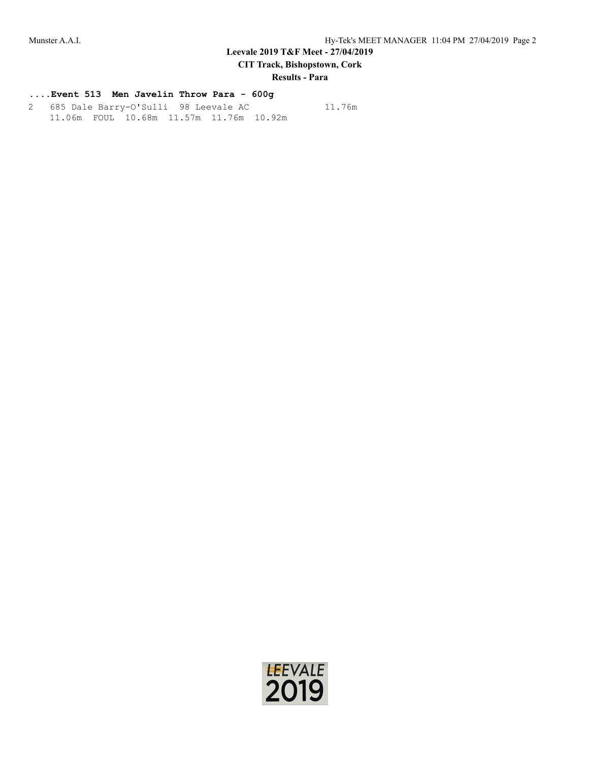#### ....Event 513 Men Javelin Throw Para - 600g

```
2   685 Dale Barry-O'Sulli  98 Leevale AC              11.76m
    11.06m  FOUL  10.68m  11.57m  11.76m  10.92m
```

LEEVALE 2019